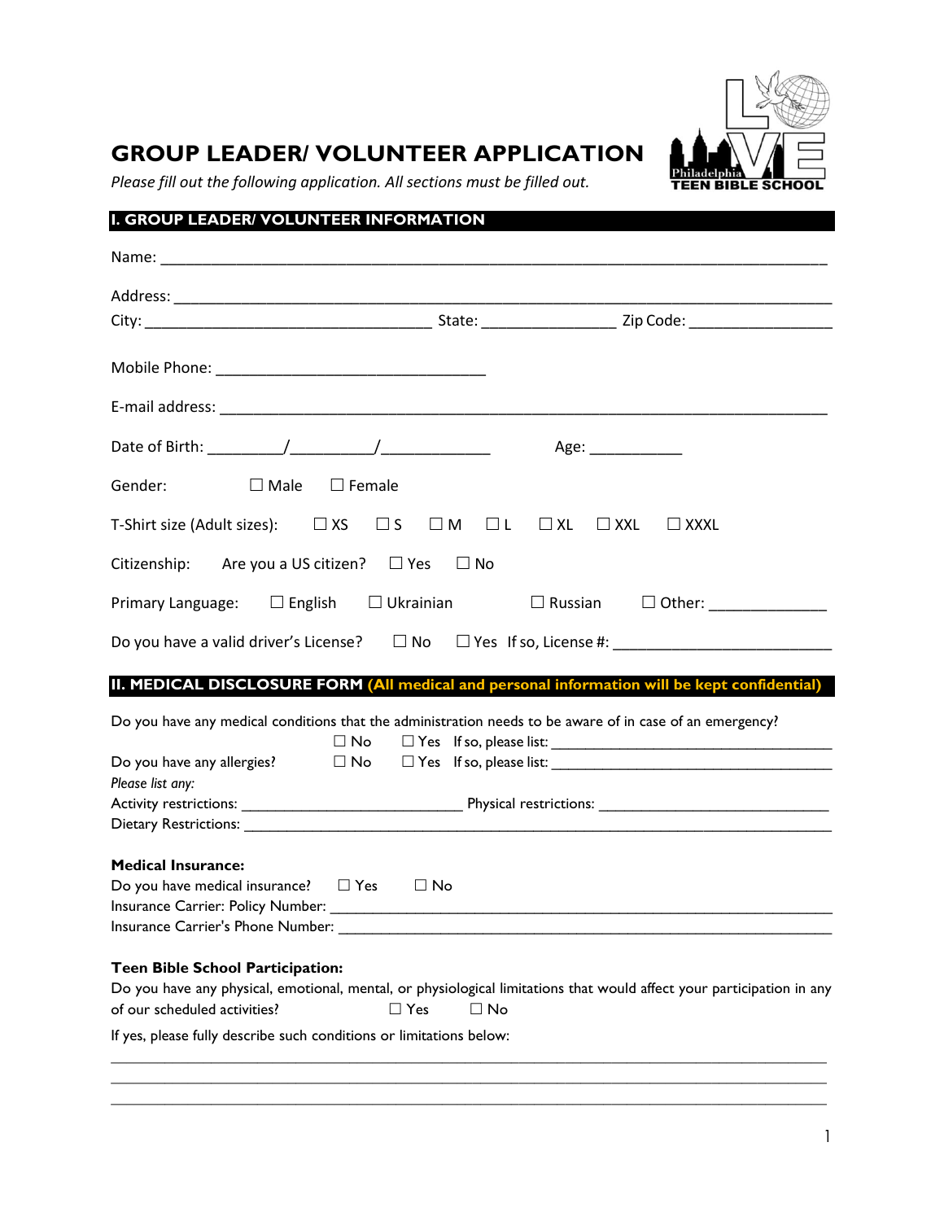# GROUP LEADER/ VOLUNTEER APPLICATION

*Please fill out the following application. All sections must be filled out.*

Philadelphia TEEN BIBLE SCHOOL

## I. GROUP LEADER/ VOLUNTEER INFORMATION

Name: ___________________________________________________________________________

Address: _________________________________________________________________________

City: ________________________________ State: _______________ Zip Code: ________________

Mobile Phone: ______________________________

E-mail address: ____________________________________________________________________

Date of Birth: ________/_________/____________ Age: ___________

Gender: ☐ Male ☐ Female

T-Shirt size (Adult sizes): ☐ XS ☐ S ☐ M ☐ L ☐ XL ☐ XXL ☐ XXXL

Citizenship: Are you a US citizen? ☐ Yes ☐ No

Primary Language: ☐ English ☐ Ukrainian ☐ Russian ☐ Other: _____________

Do you have a valid driver's License? ☐ No ☐ Yes If so, License #: ________________________

## II. MEDICAL DISCLOSURE FORM (All medical and personal information will be kept confidential)

Do you have any medical conditions that the administration needs to be aware of in case of an emergency?
☐ No ☐ Yes If so, please list: __________________________________

Do you have any allergies? ☐ No ☐ Yes If so, please list: __________________________________

*Please list any:*

Activity restrictions: __________________________ Physical restrictions: ____________________________

Dietary Restrictions: ___________________________________________________________________________

**Medical Insurance:**

Do you have medical insurance? ☐ Yes ☐ No

Insurance Carrier: Policy Number: ___________________________________________________________

Insurance Carrier's Phone Number: __________________________________________________________

**Teen Bible School Participation:**

Do you have any physical, emotional, mental, or physiological limitations that would affect your participation in any of our scheduled activities? ☐ Yes ☐ No

If yes, please fully describe such conditions or limitations below:

_____________________________________________________________________________________

_____________________________________________________________________________________

_____________________________________________________________________________________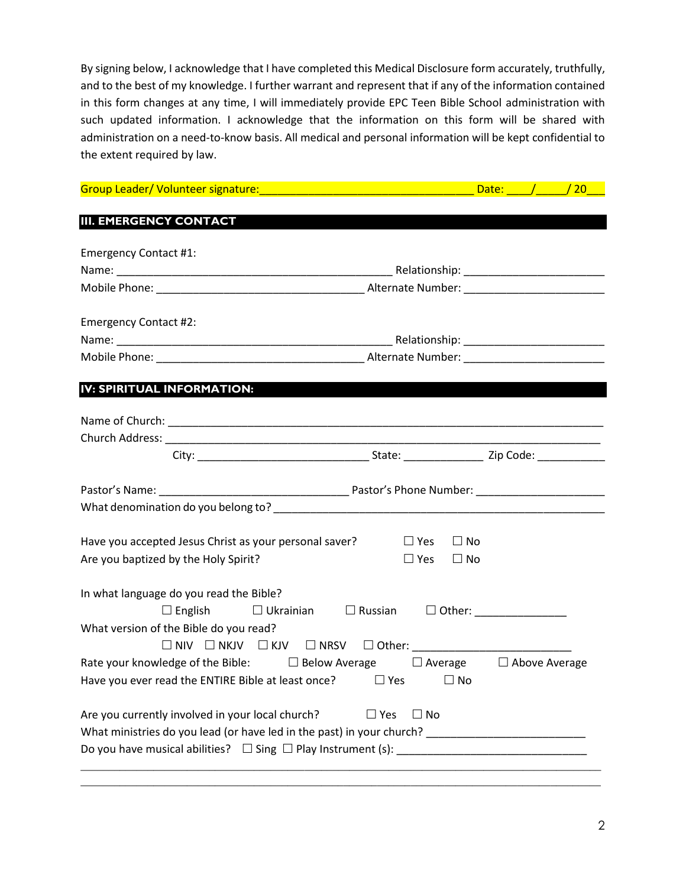By signing below, I acknowledge that I have completed this Medical Disclosure form accurately, truthfully, and to the best of my knowledge. I further warrant and represent that if any of the information contained in this form changes at any time, I will immediately provide EPC Teen Bible School administration with such updated information. I acknowledge that the information on this form will be shared with administration on a need-to-know basis. All medical and personal information will be kept confidential to the extent required by law.

Group Leader/ Volunteer signature:_________________________________ Date: ____/_____/ 20___

## III. EMERGENCY CONTACT

Emergency Contact #1:

Name: ______________________________________________ Relationship: ______________________

Mobile Phone: __________________________________ Alternate Number: ______________________

Emergency Contact #2:

Name: ______________________________________________ Relationship: ______________________

Mobile Phone: __________________________________ Alternate Number: ______________________

## IV: SPIRITUAL INFORMATION:

Name of Church: __________________________________________________________________________

Church Address: _________________________________________________________________________

City: ____________________________ State: _____________ Zip Code: ___________

Pastor's Name: _______________________________ Pastor's Phone Number: _____________________

What denomination do you belong to? ______________________________________________________

Have you accepted Jesus Christ as your personal saver? ☐ Yes ☐ No

Are you baptized by the Holy Spirit? ☐ Yes ☐ No

In what language do you read the Bible?

☐ English ☐ Ukrainian ☐ Russian ☐ Other: _______________

What version of the Bible do you read?

☐ NIV ☐ NKJV ☐ KJV ☐ NRSV ☐ Other: __________________________

Rate your knowledge of the Bible: ☐ Below Average ☐ Average ☐ Above Average

Have you ever read the ENTIRE Bible at least once? ☐ Yes ☐ No

Are you currently involved in your local church? ☐ Yes ☐ No

What ministries do you lead (or have led in the past) in your church? __________________________

Do you have musical abilities? ☐ Sing ☐ Play Instrument (s): _______________________________

_____________________________________________________________________________________

_____________________________________________________________________________________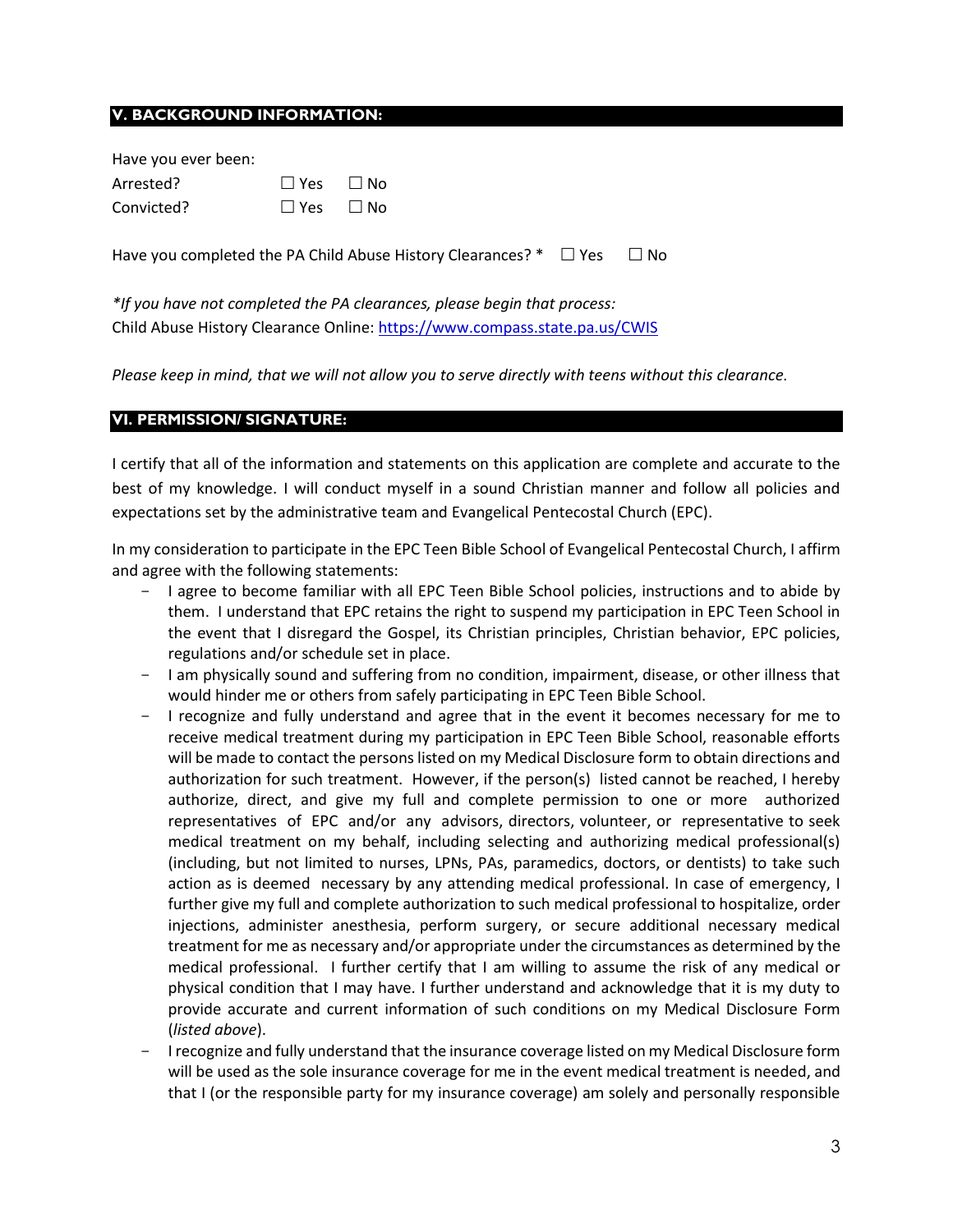## V. BACKGROUND INFORMATION:

Have you ever been:

Arrested? ☐ Yes ☐ No

Convicted? ☐ Yes ☐ No

Have you completed the PA Child Abuse History Clearances? * ☐ Yes ☐ No

*\*If you have not completed the PA clearances, please begin that process:*
Child Abuse History Clearance Online: [https://www.compass.state.pa.us/CWIS](https://www.compass.state.pa.us/CWIS)

*Please keep in mind, that we will not allow you to serve directly with teens without this clearance.*

## VI. PERMISSION/ SIGNATURE:

I certify that all of the information and statements on this application are complete and accurate to the best of my knowledge. I will conduct myself in a sound Christian manner and follow all policies and expectations set by the administrative team and Evangelical Pentecostal Church (EPC).

In my consideration to participate in the EPC Teen Bible School of Evangelical Pentecostal Church, I affirm and agree with the following statements:

- I agree to become familiar with all EPC Teen Bible School policies, instructions and to abide by them. I understand that EPC retains the right to suspend my participation in EPC Teen School in the event that I disregard the Gospel, its Christian principles, Christian behavior, EPC policies, regulations and/or schedule set in place.
- I am physically sound and suffering from no condition, impairment, disease, or other illness that would hinder me or others from safely participating in EPC Teen Bible School.
- I recognize and fully understand and agree that in the event it becomes necessary for me to receive medical treatment during my participation in EPC Teen Bible School, reasonable efforts will be made to contact the persons listed on my Medical Disclosure form to obtain directions and authorization for such treatment. However, if the person(s) listed cannot be reached, I hereby authorize, direct, and give my full and complete permission to one or more authorized representatives of EPC and/or any advisors, directors, volunteer, or representative to seek medical treatment on my behalf, including selecting and authorizing medical professional(s) (including, but not limited to nurses, LPNs, PAs, paramedics, doctors, or dentists) to take such action as is deemed necessary by any attending medical professional. In case of emergency, I further give my full and complete authorization to such medical professional to hospitalize, order injections, administer anesthesia, perform surgery, or secure additional necessary medical treatment for me as necessary and/or appropriate under the circumstances as determined by the medical professional. I further certify that I am willing to assume the risk of any medical or physical condition that I may have. I further understand and acknowledge that it is my duty to provide accurate and current information of such conditions on my Medical Disclosure Form (*listed above*).
- I recognize and fully understand that the insurance coverage listed on my Medical Disclosure form will be used as the sole insurance coverage for me in the event medical treatment is needed, and that I (or the responsible party for my insurance coverage) am solely and personally responsible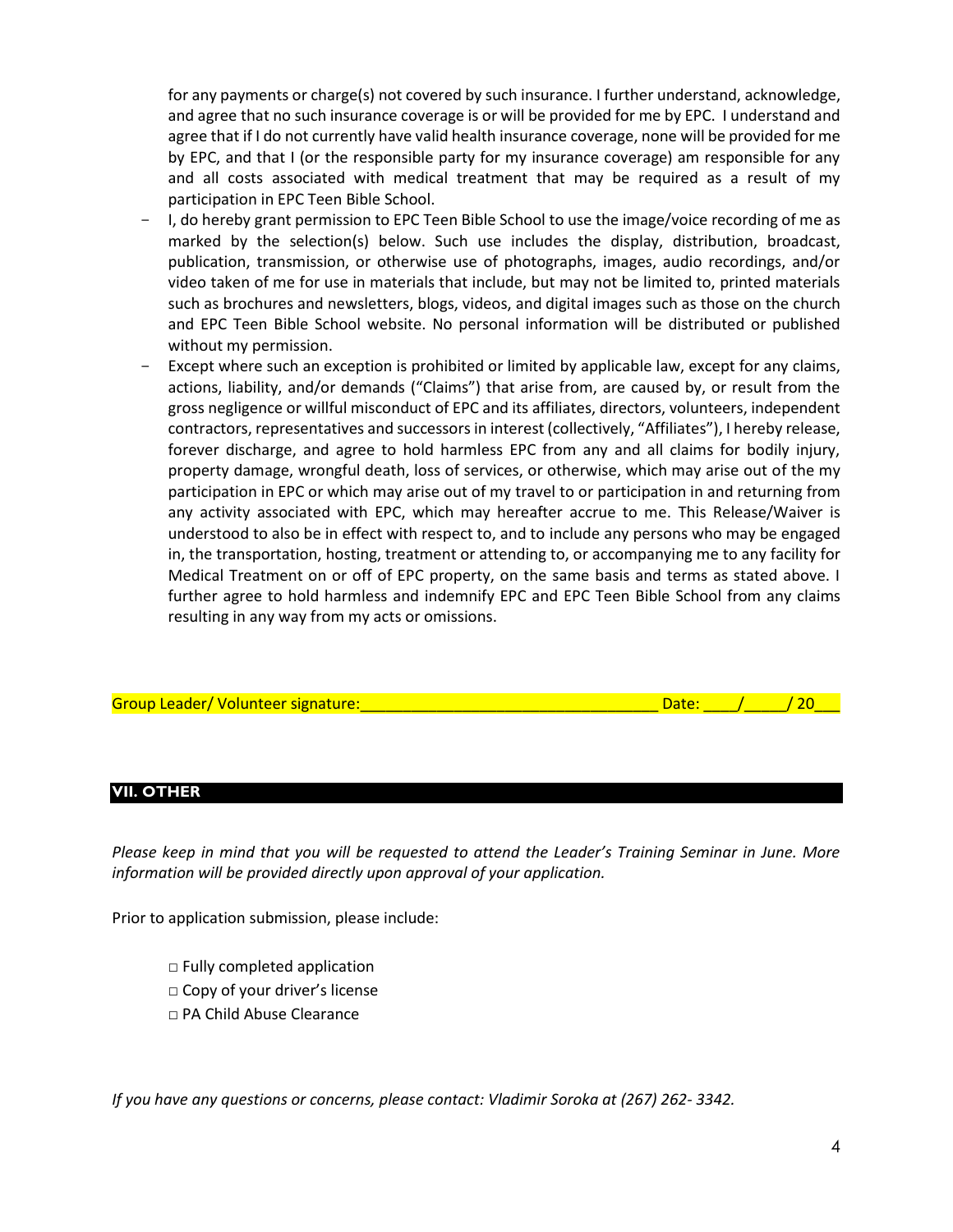for any payments or charge(s) not covered by such insurance. I further understand, acknowledge, and agree that no such insurance coverage is or will be provided for me by EPC. I understand and agree that if I do not currently have valid health insurance coverage, none will be provided for me by EPC, and that I (or the responsible party for my insurance coverage) am responsible for any and all costs associated with medical treatment that may be required as a result of my participation in EPC Teen Bible School.

- I, do hereby grant permission to EPC Teen Bible School to use the image/voice recording of me as marked by the selection(s) below. Such use includes the display, distribution, broadcast, publication, transmission, or otherwise use of photographs, images, audio recordings, and/or video taken of me for use in materials that include, but may not be limited to, printed materials such as brochures and newsletters, blogs, videos, and digital images such as those on the church and EPC Teen Bible School website. No personal information will be distributed or published without my permission.
- Except where such an exception is prohibited or limited by applicable law, except for any claims, actions, liability, and/or demands ("Claims") that arise from, are caused by, or result from the gross negligence or willful misconduct of EPC and its affiliates, directors, volunteers, independent contractors, representatives and successors in interest (collectively, "Affiliates"), I hereby release, forever discharge, and agree to hold harmless EPC from any and all claims for bodily injury, property damage, wrongful death, loss of services, or otherwise, which may arise out of the my participation in EPC or which may arise out of my travel to or participation in and returning from any activity associated with EPC, which may hereafter accrue to me. This Release/Waiver is understood to also be in effect with respect to, and to include any persons who may be engaged in, the transportation, hosting, treatment or attending to, or accompanying me to any facility for Medical Treatment on or off of EPC property, on the same basis and terms as stated above. I further agree to hold harmless and indemnify EPC and EPC Teen Bible School from any claims resulting in any way from my acts or omissions.

Group Leader/ Volunteer signature:_________________________________ Date: ____/_____/ 20___

## VII. OTHER

*Please keep in mind that you will be requested to attend the Leader's Training Seminar in June. More information will be provided directly upon approval of your application.*

Prior to application submission, please include:

□ Fully completed application
□ Copy of your driver's license
□ PA Child Abuse Clearance

*If you have any questions or concerns, please contact: Vladimir Soroka at (267) 262- 3342.*